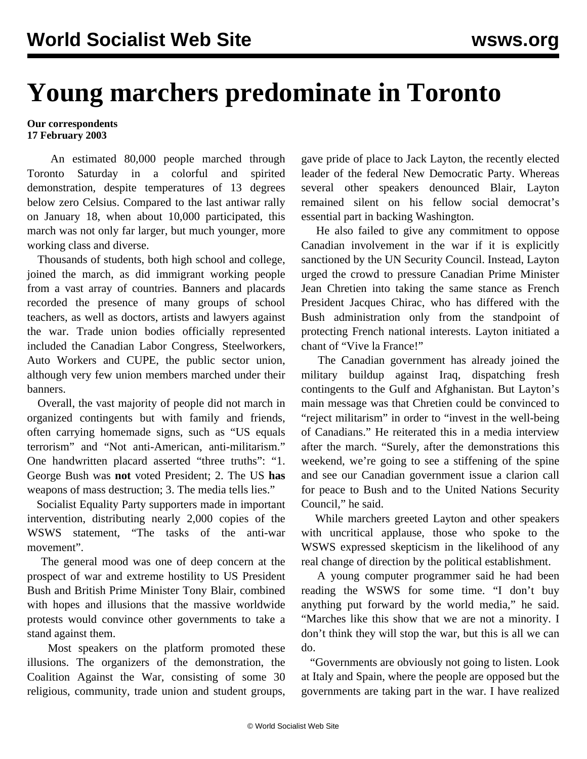# Young marchers predominate in Toronto

**Our correspondents**
**17 February 2003**

An estimated 80,000 people marched through Toronto Saturday in a colorful and spirited demonstration, despite temperatures of 13 degrees below zero Celsius. Compared to the last antiwar rally on January 18, when about 10,000 participated, this march was not only far larger, but much younger, more working class and diverse.

Thousands of students, both high school and college, joined the march, as did immigrant working people from a vast array of countries. Banners and placards recorded the presence of many groups of school teachers, as well as doctors, artists and lawyers against the war. Trade union bodies officially represented included the Canadian Labor Congress, Steelworkers, Auto Workers and CUPE, the public sector union, although very few union members marched under their banners.

Overall, the vast majority of people did not march in organized contingents but with family and friends, often carrying homemade signs, such as "US equals terrorism" and "Not anti-American, anti-militarism." One handwritten placard asserted "three truths": "1. George Bush was **not** voted President; 2. The US **has** weapons of mass destruction; 3. The media tells lies."

Socialist Equality Party supporters made in important intervention, distributing nearly 2,000 copies of the WSWS statement, "The tasks of the anti-war movement".

The general mood was one of deep concern at the prospect of war and extreme hostility to US President Bush and British Prime Minister Tony Blair, combined with hopes and illusions that the massive worldwide protests would convince other governments to take a stand against them.

Most speakers on the platform promoted these illusions. The organizers of the demonstration, the Coalition Against the War, consisting of some 30 religious, community, trade union and student groups, gave pride of place to Jack Layton, the recently elected leader of the federal New Democratic Party. Whereas several other speakers denounced Blair, Layton remained silent on his fellow social democrat's essential part in backing Washington.

He also failed to give any commitment to oppose Canadian involvement in the war if it is explicitly sanctioned by the UN Security Council. Instead, Layton urged the crowd to pressure Canadian Prime Minister Jean Chretien into taking the same stance as French President Jacques Chirac, who has differed with the Bush administration only from the standpoint of protecting French national interests. Layton initiated a chant of "Vive la France!"

The Canadian government has already joined the military buildup against Iraq, dispatching fresh contingents to the Gulf and Afghanistan. But Layton's main message was that Chretien could be convinced to "reject militarism" in order to "invest in the well-being of Canadians." He reiterated this in a media interview after the march. "Surely, after the demonstrations this weekend, we're going to see a stiffening of the spine and see our Canadian government issue a clarion call for peace to Bush and to the United Nations Security Council," he said.

While marchers greeted Layton and other speakers with uncritical applause, those who spoke to the WSWS expressed skepticism in the likelihood of any real change of direction by the political establishment.

A young computer programmer said he had been reading the WSWS for some time. "I don't buy anything put forward by the world media," he said. "Marches like this show that we are not a minority. I don't think they will stop the war, but this is all we can do.

"Governments are obviously not going to listen. Look at Italy and Spain, where the people are opposed but the governments are taking part in the war. I have realized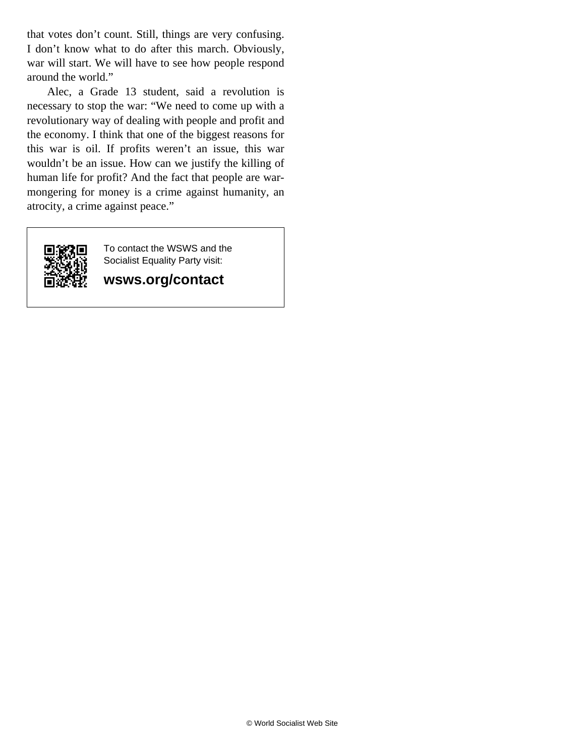that votes don't count. Still, things are very confusing. I don't know what to do after this march. Obviously, war will start. We will have to see how people respond around the world."

Alec, a Grade 13 student, said a revolution is necessary to stop the war: "We need to come up with a revolutionary way of dealing with people and profit and the economy. I think that one of the biggest reasons for this war is oil. If profits weren't an issue, this war wouldn't be an issue. How can we justify the killing of human life for profit? And the fact that people are war-mongering for money is a crime against humanity, an atrocity, a crime against peace."

To contact the WSWS and the Socialist Equality Party visit:

**wsws.org/contact**